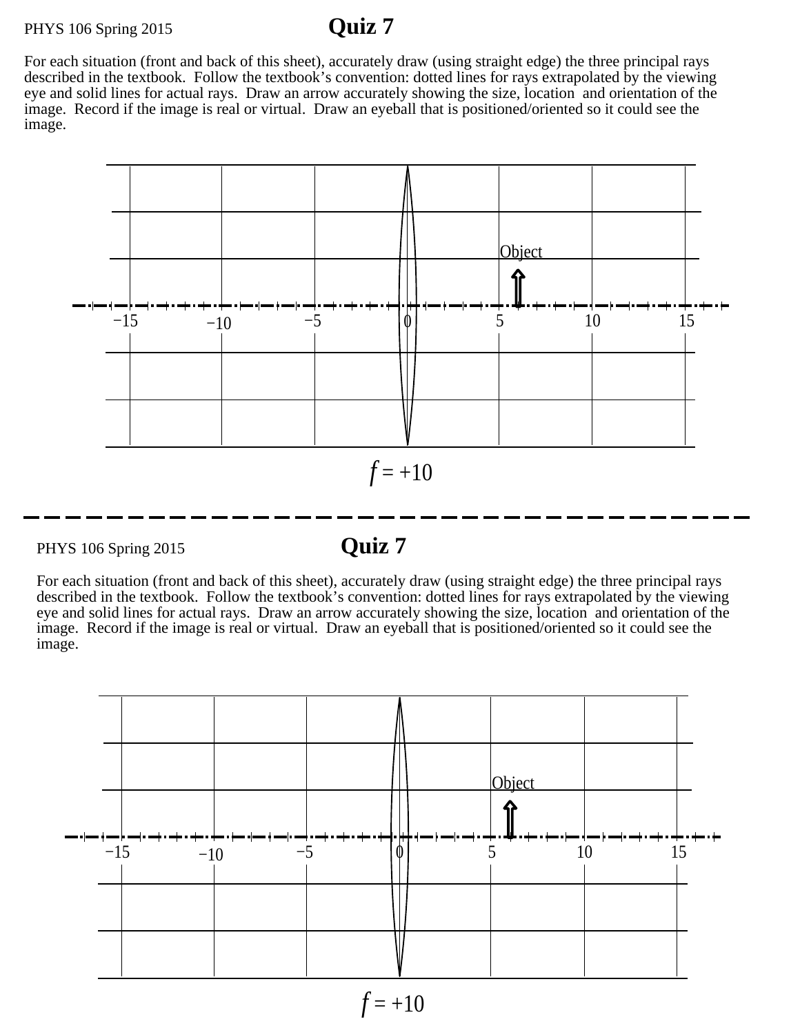PHYS 106 Spring 2015

# Quiz 7

For each situation (front and back of this sheet), accurately draw (using straight edge) the three principal rays described in the textbook. Follow the textbook's convention: dotted lines for rays extrapolated by the viewing eye and solid lines for actual rays. Draw an arrow accurately showing the size, location and orientation of the image. Record if the image is real or virtual. Draw an eyeball that is positioned/oriented so it could see the image.

Object

−15 −10 −5 0 5 10 15

$f = +10$

---

PHYS 106 Spring 2015

# Quiz 7

For each situation (front and back of this sheet), accurately draw (using straight edge) the three principal rays described in the textbook. Follow the textbook's convention: dotted lines for rays extrapolated by the viewing eye and solid lines for actual rays. Draw an arrow accurately showing the size, location and orientation of the image. Record if the image is real or virtual. Draw an eyeball that is positioned/oriented so it could see the image.

Object

−15 −10 −5 0 5 10 15

$f = +10$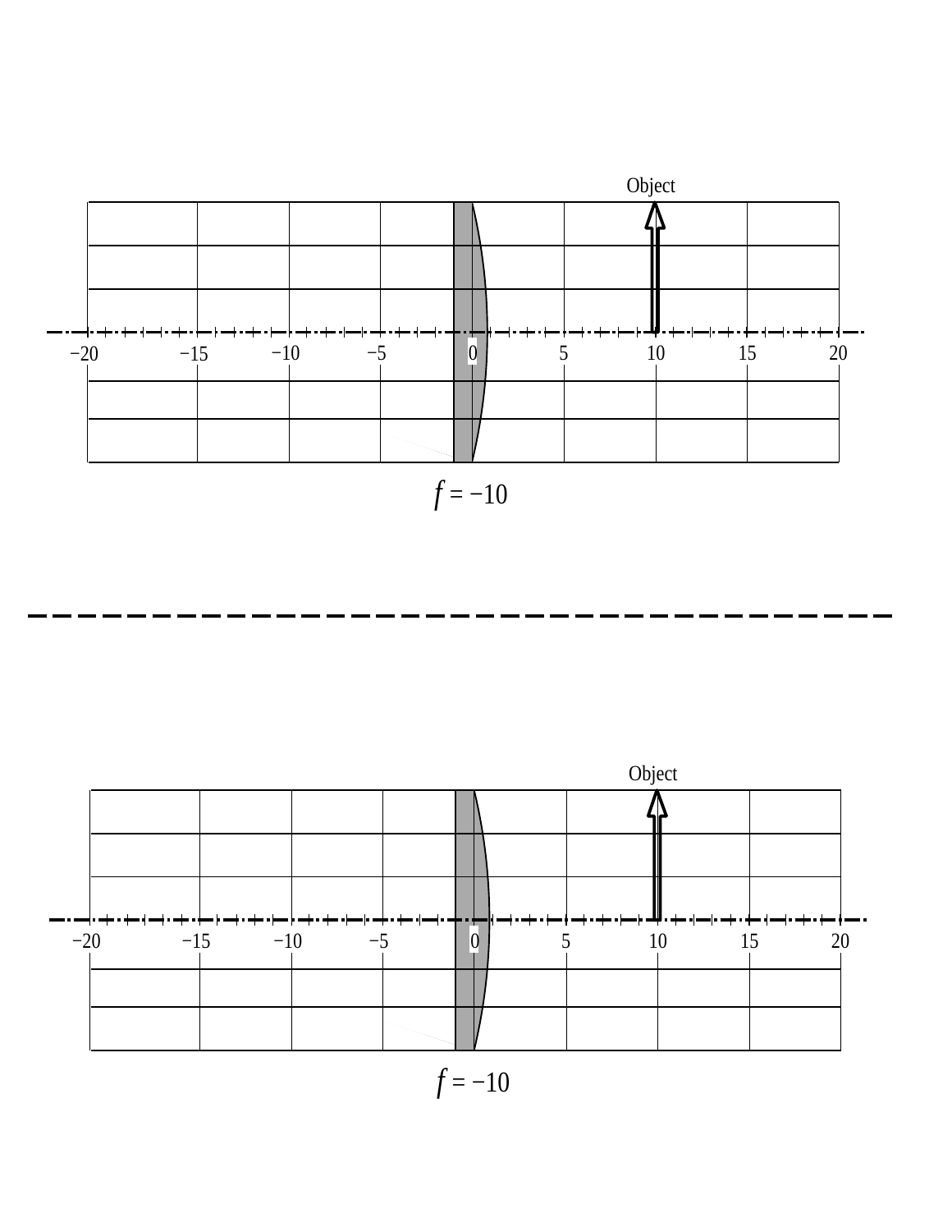Object

−20 −15 −10 −5 0 5 10 15 20

$f = -10$

---

Object

−20 −15 −10 −5 0 5 10 15 20

$f = -10$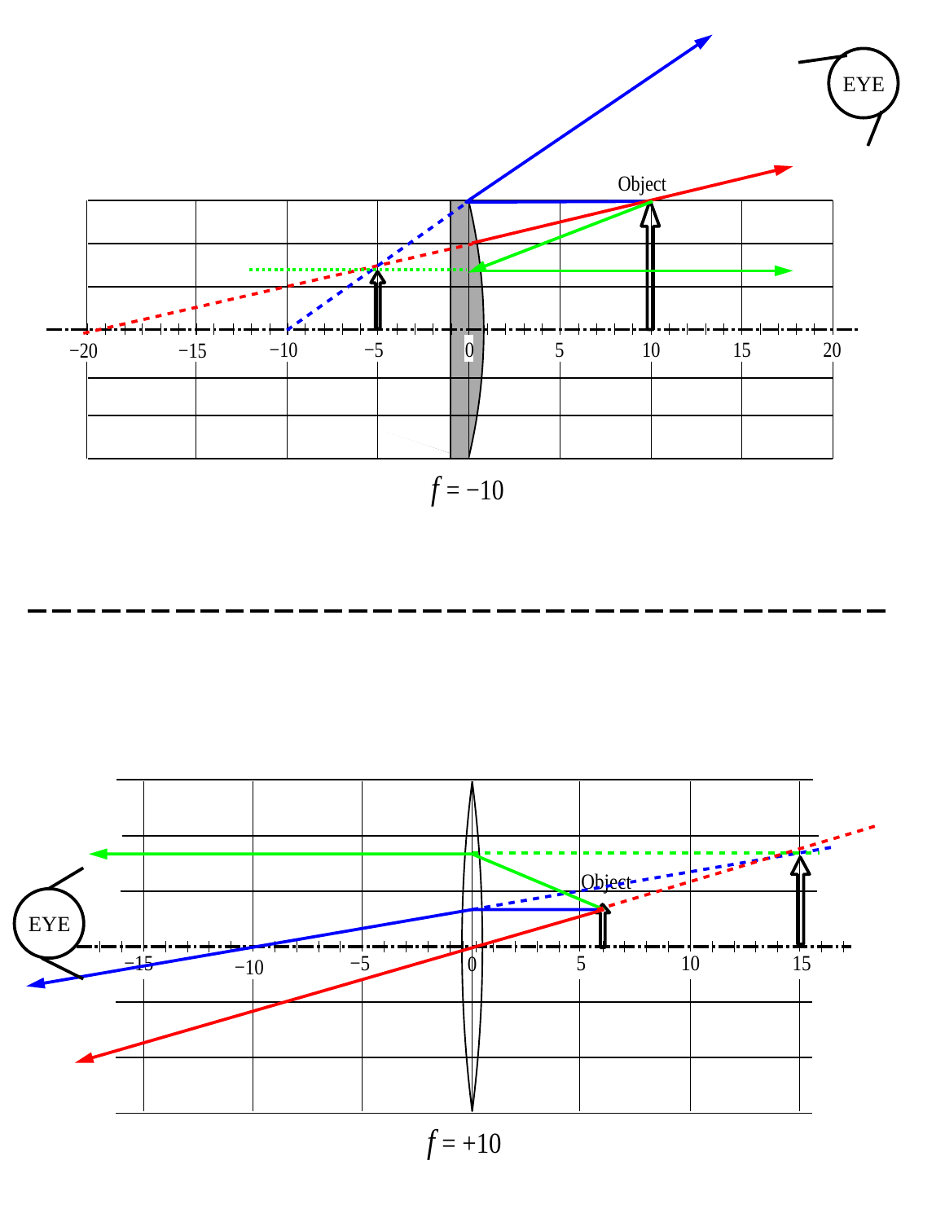EYE

Object

−20
−15
−10
−5
0
5
10
15
20

$f = -10$

Object

EYE

−15
−10
−5
0
5
10
15

$f = +10$